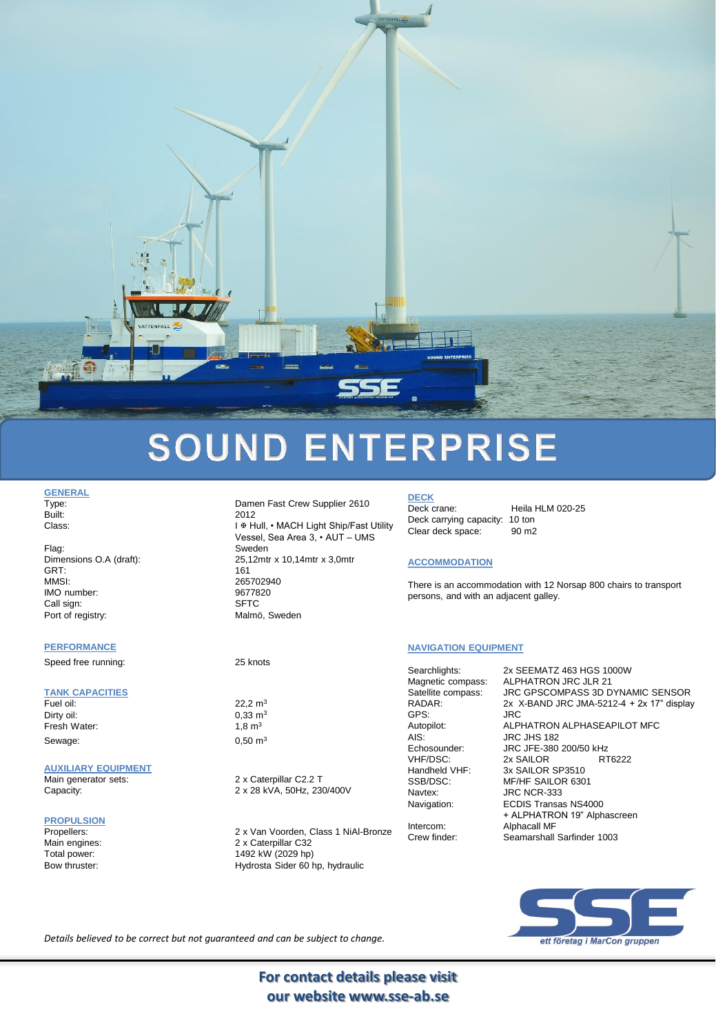# SOUND ENTERPRISE

## GENERAL

| | |
|---|---|
| Type: | Damen Fast Crew Supplier 2610 |
| Built: | 2012 |
| Class: | I ✠ Hull, • MACH Light Ship/Fast Utility Vessel, Sea Area 3, • AUT – UMS |
| Flag: | Sweden |
| Dimensions O.A (draft): | 25,12mtr x 10,14mtr x 3,0mtr |
| GRT: | 161 |
| MMSI: | 265702940 |
| IMO number: | 9677820 |
| Call sign: | SFTC |
| Port of registry: | Malmö, Sweden |

## PERFORMANCE

| | |
|---|---|
| Speed free running: | 25 knots |

## TANK CAPACITIES

| | |
|---|---|
| Fuel oil: | 22,2 $m^3$ |
| Dirty oil: | 0,33 $m^3$ |
| Fresh Water: | 1,8 $m^3$ |
| Sewage: | 0,50 $m^3$ |

## AUXILIARY EQUIPMENT

| | |
|---|---|
| Main generator sets: | 2 x Caterpillar C2.2 T |
| Capacity: | 2 x 28 kVA, 50Hz, 230/400V |

## PROPULSION

| | |
|---|---|
| Propellers: | 2 x Van Voorden, Class 1 NiAl-Bronze |
| Main engines: | 2 x Caterpillar C32 |
| Total power: | 1492 kW (2029 hp) |
| Bow thruster: | Hydrosta Sider 60 hp, hydraulic |

## DECK

| | |
|---|---|
| Deck crane: | Heila HLM 020-25 |
| Deck carrying capacity: | 10 ton |
| Clear deck space: | 90 m2 |

## ACCOMMODATION

There is an accommodation with 12 Norsap 800 chairs to transport persons, and with an adjacent galley.

## NAVIGATION EQUIPMENT

| | |
|---|---|
| Searchlights: | 2x SEEMATZ 463 HGS 1000W |
| Magnetic compass: | ALPHATRON JRC JLR 21 |
| Satellite compass: | JRC GPSCOMPASS 3D DYNAMIC SENSOR |
| RADAR: | 2x X-BAND JRC JMA-5212-4 + 2x 17" display |
| GPS: | JRC |
| Autopilot: | ALPHATRON ALPHASEAPILOT MFC |
| AIS: | JRC JHS 182 |
| Echosounder: | JRC JFE-380 200/50 kHz |
| VHF/DSC: | 2x SAILOR RT6222 |
| Handheld VHF: | 3x SAILOR SP3510 |
| SSB/DSC: | MF/HF SAILOR 6301 |
| Navtex: | JRC NCR-333 |
| Navigation: | ECDIS Transas NS4000 + ALPHATRON 19" Alphascreen |
| Intercom: | Alphacall MF |
| Crew finder: | Seamarshall Sarfinder 1003 |

*Details believed to be correct but not guaranteed and can be subject to change.*

SSE
*ett företag i MarCon gruppen*

**For contact details please visit our website www.sse-ab.se**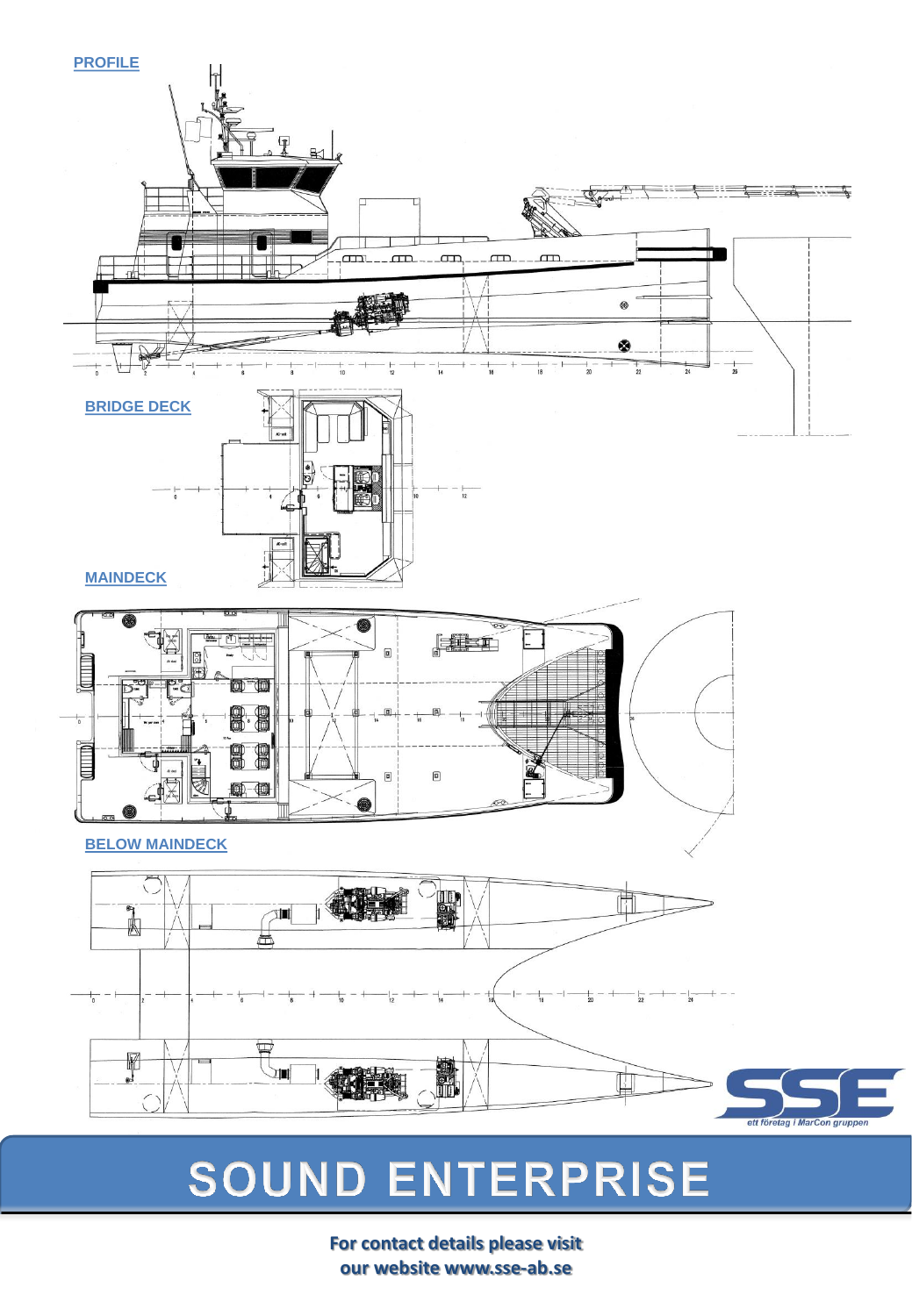## PROFILE

## BRIDGE DECK

## MAINDECK

## BELOW MAINDECK

SSE

*ett företag i MarCon gruppen*

# SOUND ENTERPRISE

**For contact details please visit our website www.sse-ab.se**